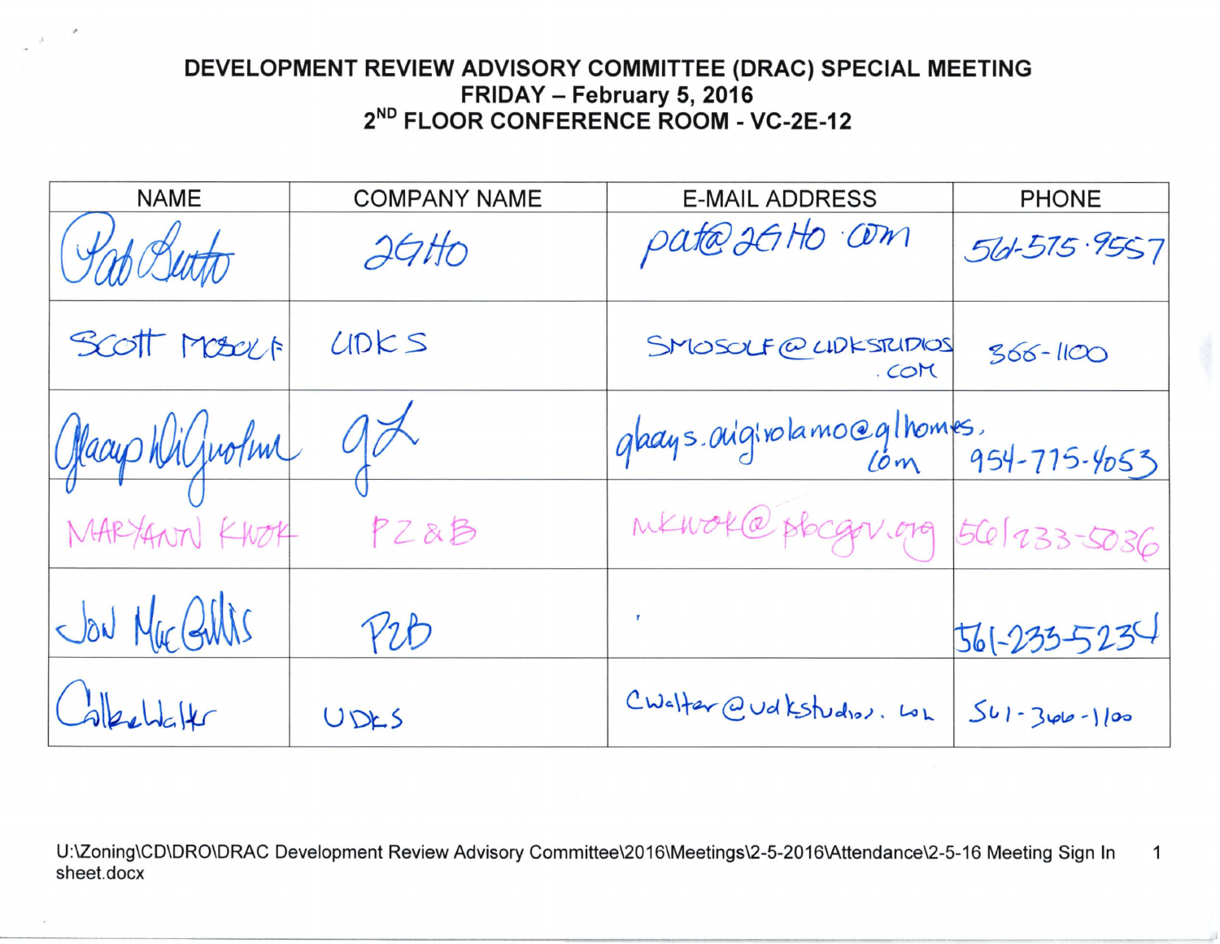# DEVELOPMENT REVIEW ADVISORY COMMITTEE (DRAC) SPECIAL MEETING
## FRIDAY – February 5, 2016
## 2ND FLOOR CONFERENCE ROOM - VC-2E-12

| NAME | COMPANY NAME | E-MAIL ADDRESS | PHONE |
|---|---|---|---|
| Pat Butto | 2GHO | pat@2GHo.com | 561-575-9557 |
| Scott Mosolf | UDKS | SMOSOLF@UDKSTUDIOS.COM | 366-1100 |
| Gladys DiGirolamo | GL | gladys.digirolamo@glhomes.com | 954-775-4053 |
| MARYANN KWOK | PZ&B | mkwok@pbcgov.org | 561 233-5036 |
| Jon MacGillis | PZB | | 561-233-5234 |
| Collene Walter | UDKS | cwalter@udkstudios.com | 561-366-1100 |

U:\Zoning\CD\DRO\DRAC Development Review Advisory Committee\2016\Meetings\2-5-2016\Attendance\2-5-16 Meeting Sign In sheet.docx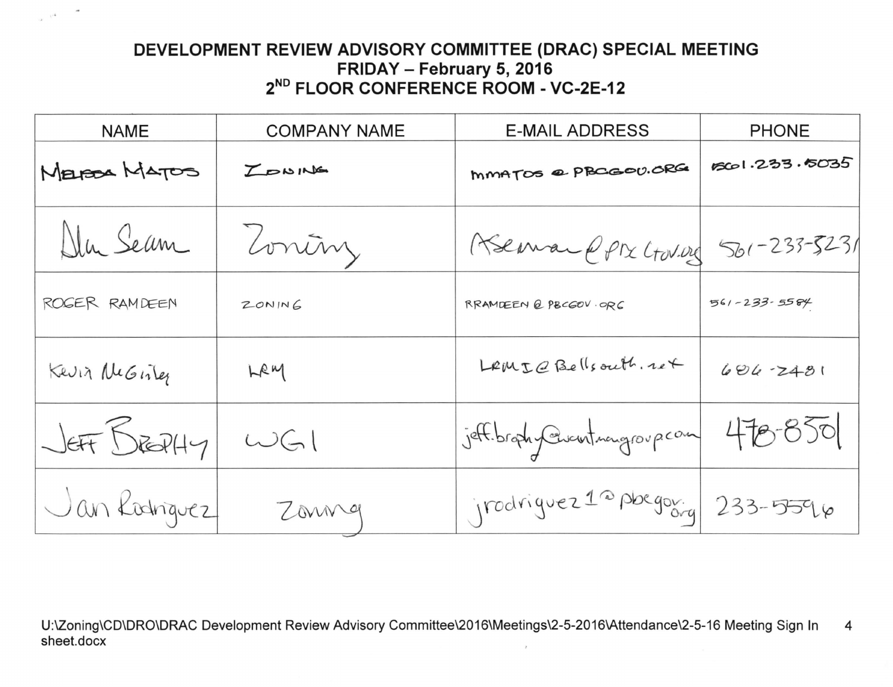# DEVELOPMENT REVIEW ADVISORY COMMITTEE (DRAC) SPECIAL MEETING
## FRIDAY – February 5, 2016
## 2ND FLOOR CONFERENCE ROOM - VC-2E-12

| NAME | COMPANY NAME | E-MAIL ADDRESS | PHONE |
|---|---|---|---|
| MELISSA MATOS | ZONING | MMATOS@PBCGOV.ORG | 561.233.5035 |
| Alan Seaman | Zoning | ASeaman@PBCGov.org | 561-233-5231 |
| ROGER RAMDEEN | ZONING | RRAMDEEN@PBCGOV.ORG | 561-233-5584 |
| Kevin McGinley | LRM | LRMI@Bellsouth.net | 684-2481 |
| JEFF BROPHY | WGI | jeff.brophy@wantmangroup.com | 478-8501 |
| Jan Rodriguez | Zoning | jrodriguez1@pbcgov.org | 233-5596 |

U:\Zoning\CD\DRO\DRAC Development Review Advisory Committee\2016\Meetings\2-5-2016\Attendance\2-5-16 Meeting Sign In sheet.docx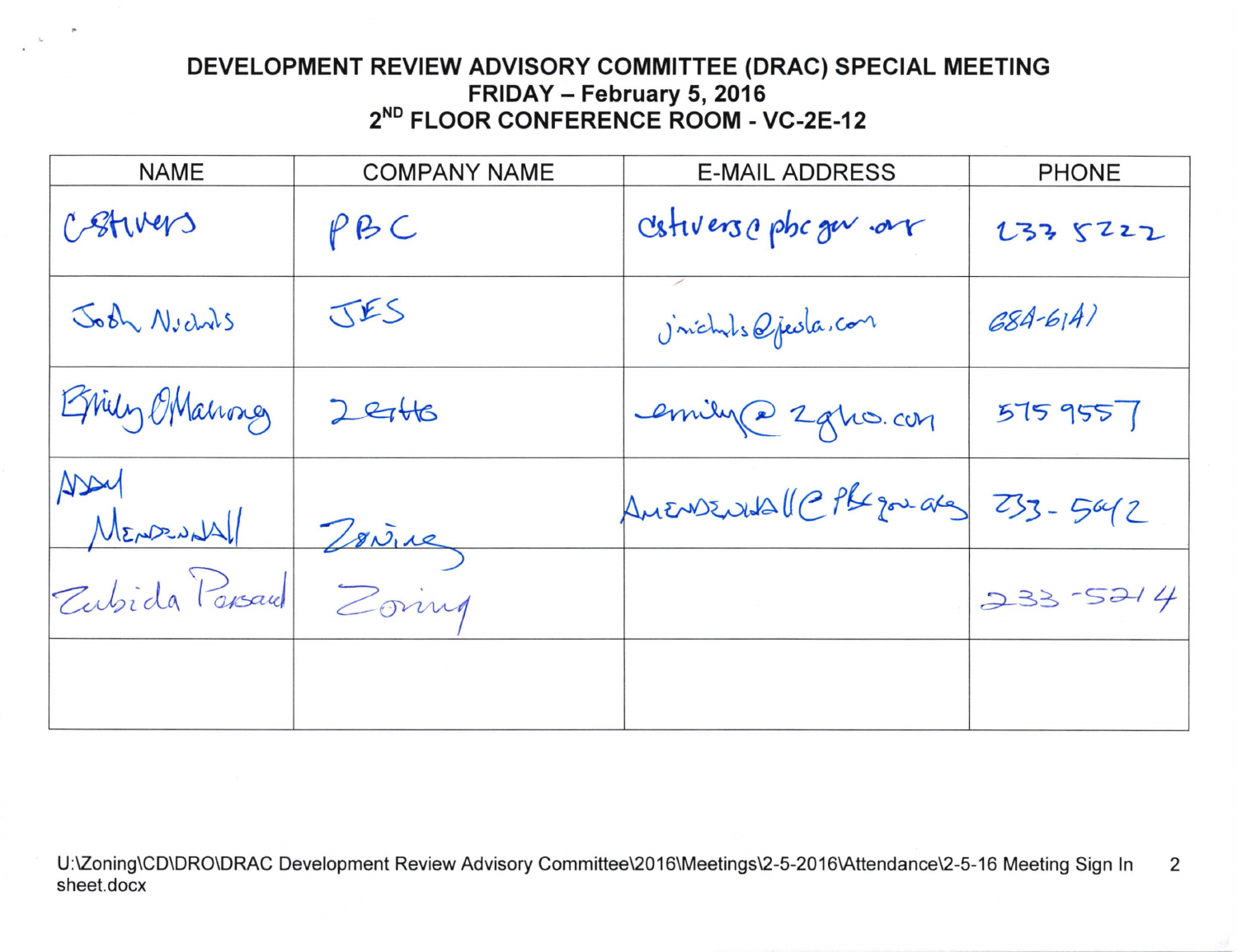# DEVELOPMENT REVIEW ADVISORY COMMITTEE (DRAC) SPECIAL MEETING
## FRIDAY – February 5, 2016
## 2ND FLOOR CONFERENCE ROOM - VC-2E-12

| NAME | COMPANY NAME | E-MAIL ADDRESS | PHONE |
|---|---|---|---|
| C Stivers | PBC | cstivers@pbcgov.org | 233 5222 |
| Josh Nichols | JES | jnichols@jesla.com | 684-6141 |
| Emily O'Mahoney | 2GHO | emily@2gho.com | 575 9557 |
| Adam Mendenhall | Zoning | AMENDENHALL@PBCgov.org | 233-5442 |
| Zubida Persaud | Zoning | | 233-5214 |
| | | | |

U:\Zoning\CD\DRO\DRAC Development Review Advisory Committee\2016\Meetings\2-5-2016\Attendance\2-5-16 Meeting Sign In sheet.docx